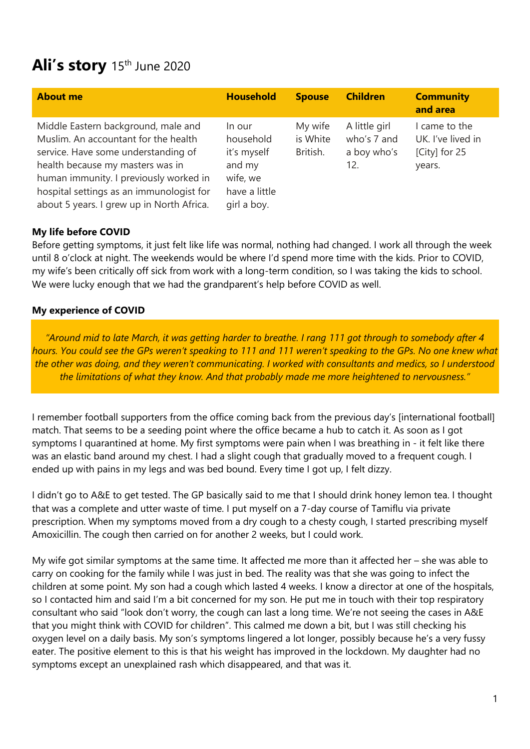# **Ali's story** 15th June 2020

| About me | Household | Spouse | Children | Community and area |
|---|---|---|---|---|
| Middle Eastern background, male and Muslim. An accountant for the health service. Have some understanding of health because my masters was in human immunity. I previously worked in hospital settings as an immunologist for about 5 years. I grew up in North Africa. | In our household it's myself and my wife, we have a little girl a boy. | My wife is White British. | A little girl who's 7 and a boy who's 12. | I came to the UK. I've lived in [City] for 25 years. |

**My life before COVID**

Before getting symptoms, it just felt like life was normal, nothing had changed. I work all through the week until 8 o'clock at night. The weekends would be where I'd spend more time with the kids. Prior to COVID, my wife's been critically off sick from work with a long-term condition, so I was taking the kids to school. We were lucky enough that we had the grandparent's help before COVID as well.

**My experience of COVID**

> *"Around mid to late March, it was getting harder to breathe. I rang 111 got through to somebody after 4 hours. You could see the GPs weren't speaking to 111 and 111 weren't speaking to the GPs. No one knew what the other was doing, and they weren't communicating. I worked with consultants and medics, so I understood the limitations of what they know. And that probably made me more heightened to nervousness."*

I remember football supporters from the office coming back from the previous day's [international football] match. That seems to be a seeding point where the office became a hub to catch it. As soon as I got symptoms I quarantined at home. My first symptoms were pain when I was breathing in - it felt like there was an elastic band around my chest. I had a slight cough that gradually moved to a frequent cough. I ended up with pains in my legs and was bed bound. Every time I got up, I felt dizzy.

I didn't go to A&E to get tested. The GP basically said to me that I should drink honey lemon tea. I thought that was a complete and utter waste of time. I put myself on a 7-day course of Tamiflu via private prescription. When my symptoms moved from a dry cough to a chesty cough, I started prescribing myself Amoxicillin. The cough then carried on for another 2 weeks, but I could work.

My wife got similar symptoms at the same time. It affected me more than it affected her – she was able to carry on cooking for the family while I was just in bed. The reality was that she was going to infect the children at some point. My son had a cough which lasted 4 weeks. I know a director at one of the hospitals, so I contacted him and said I'm a bit concerned for my son. He put me in touch with their top respiratory consultant who said "look don't worry, the cough can last a long time. We're not seeing the cases in A&E that you might think with COVID for children". This calmed me down a bit, but I was still checking his oxygen level on a daily basis. My son's symptoms lingered a lot longer, possibly because he's a very fussy eater. The positive element to this is that his weight has improved in the lockdown. My daughter had no symptoms except an unexplained rash which disappeared, and that was it.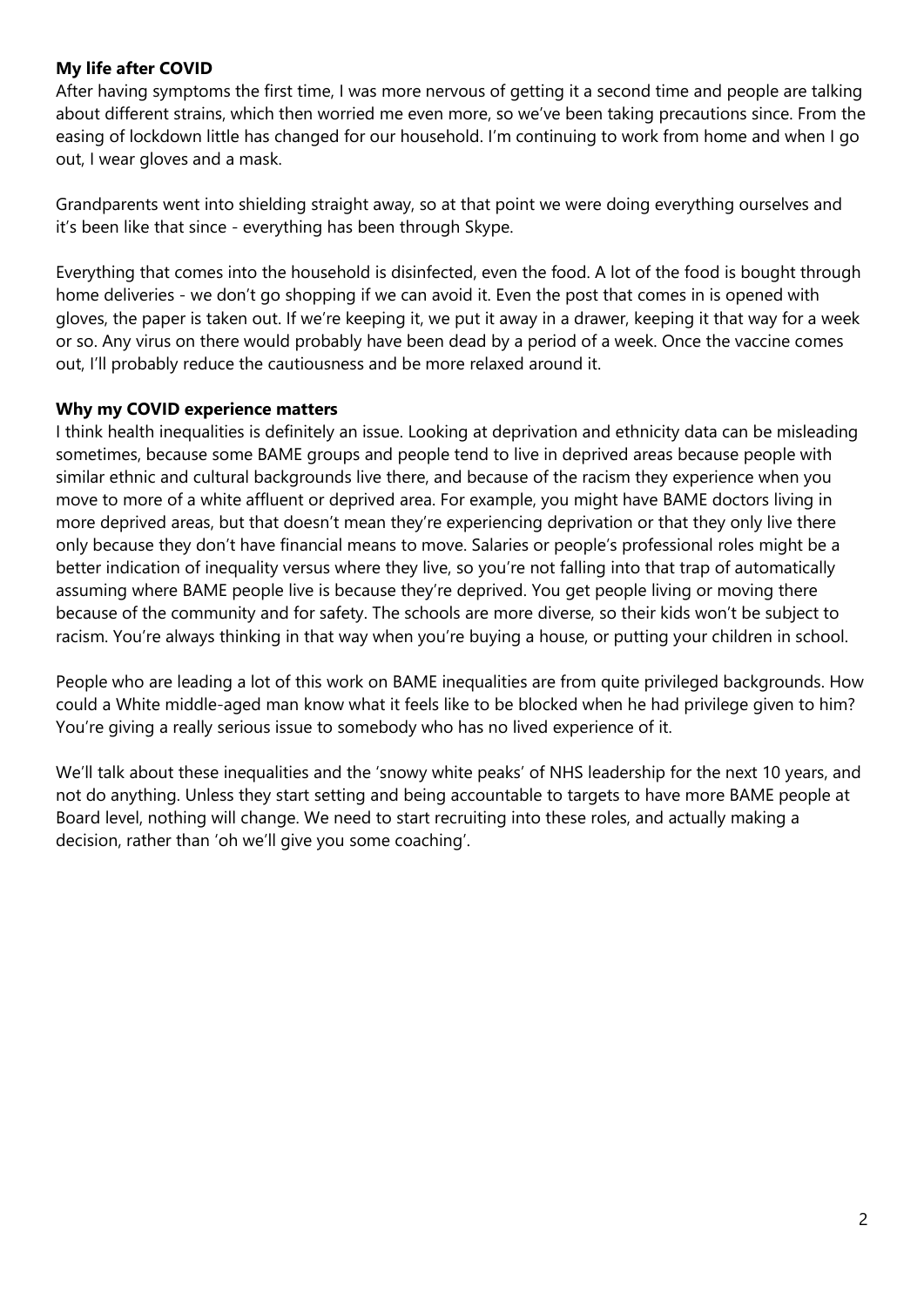**My life after COVID**

After having symptoms the first time, I was more nervous of getting it a second time and people are talking about different strains, which then worried me even more, so we've been taking precautions since. From the easing of lockdown little has changed for our household. I'm continuing to work from home and when I go out, I wear gloves and a mask.

Grandparents went into shielding straight away, so at that point we were doing everything ourselves and it's been like that since - everything has been through Skype.

Everything that comes into the household is disinfected, even the food. A lot of the food is bought through home deliveries - we don't go shopping if we can avoid it. Even the post that comes in is opened with gloves, the paper is taken out. If we're keeping it, we put it away in a drawer, keeping it that way for a week or so. Any virus on there would probably have been dead by a period of a week. Once the vaccine comes out, I'll probably reduce the cautiousness and be more relaxed around it.

**Why my COVID experience matters**

I think health inequalities is definitely an issue. Looking at deprivation and ethnicity data can be misleading sometimes, because some BAME groups and people tend to live in deprived areas because people with similar ethnic and cultural backgrounds live there, and because of the racism they experience when you move to more of a white affluent or deprived area. For example, you might have BAME doctors living in more deprived areas, but that doesn't mean they're experiencing deprivation or that they only live there only because they don't have financial means to move. Salaries or people's professional roles might be a better indication of inequality versus where they live, so you're not falling into that trap of automatically assuming where BAME people live is because they're deprived. You get people living or moving there because of the community and for safety. The schools are more diverse, so their kids won't be subject to racism. You're always thinking in that way when you're buying a house, or putting your children in school.

People who are leading a lot of this work on BAME inequalities are from quite privileged backgrounds. How could a White middle-aged man know what it feels like to be blocked when he had privilege given to him? You're giving a really serious issue to somebody who has no lived experience of it.

We'll talk about these inequalities and the 'snowy white peaks' of NHS leadership for the next 10 years, and not do anything. Unless they start setting and being accountable to targets to have more BAME people at Board level, nothing will change. We need to start recruiting into these roles, and actually making a decision, rather than 'oh we'll give you some coaching'.